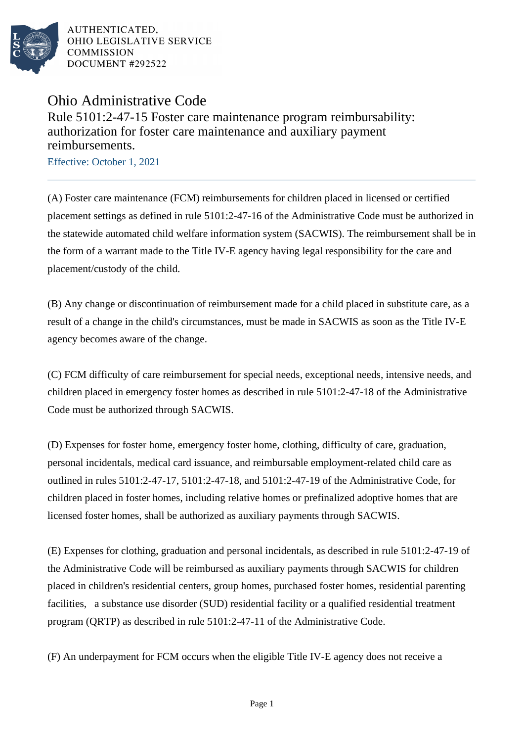AUTHENTICATED,
OHIO LEGISLATIVE SERVICE
COMMISSION
DOCUMENT #292522

# Ohio Administrative Code

## Rule 5101:2-47-15 Foster care maintenance program reimbursability: authorization for foster care maintenance and auxiliary payment reimbursements.

Effective: October 1, 2021

(A) Foster care maintenance (FCM) reimbursements for children placed in licensed or certified placement settings as defined in rule 5101:2-47-16 of the Administrative Code must be authorized in the statewide automated child welfare information system (SACWIS). The reimbursement shall be in the form of a warrant made to the Title IV-E agency having legal responsibility for the care and placement/custody of the child.

(B) Any change or discontinuation of reimbursement made for a child placed in substitute care, as a result of a change in the child's circumstances, must be made in SACWIS as soon as the Title IV-E agency becomes aware of the change.

(C) FCM difficulty of care reimbursement for special needs, exceptional needs, intensive needs, and children placed in emergency foster homes as described in rule 5101:2-47-18 of the Administrative Code must be authorized through SACWIS.

(D) Expenses for foster home, emergency foster home, clothing, difficulty of care, graduation, personal incidentals, medical card issuance, and reimbursable employment-related child care as outlined in rules 5101:2-47-17, 5101:2-47-18, and 5101:2-47-19 of the Administrative Code, for children placed in foster homes, including relative homes or prefinalized adoptive homes that are licensed foster homes, shall be authorized as auxiliary payments through SACWIS.

(E) Expenses for clothing, graduation and personal incidentals, as described in rule 5101:2-47-19 of the Administrative Code will be reimbursed as auxiliary payments through SACWIS for children placed in children's residential centers, group homes, purchased foster homes, residential parenting facilities, a substance use disorder (SUD) residential facility or a qualified residential treatment program (QRTP) as described in rule 5101:2-47-11 of the Administrative Code.

(F) An underpayment for FCM occurs when the eligible Title IV-E agency does not receive a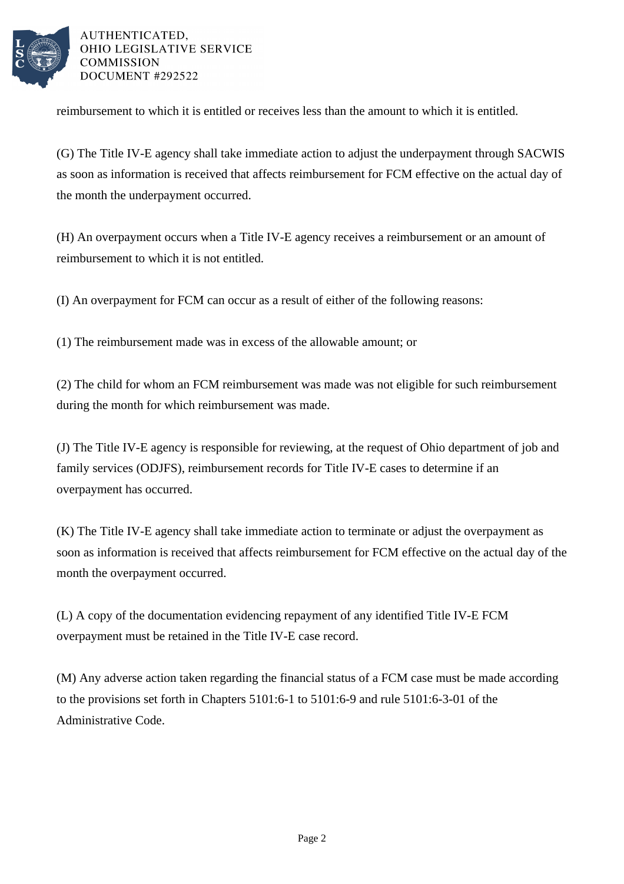reimbursement to which it is entitled or receives less than the amount to which it is entitled.

(G) The Title IV-E agency shall take immediate action to adjust the underpayment through SACWIS as soon as information is received that affects reimbursement for FCM effective on the actual day of the month the underpayment occurred.

(H) An overpayment occurs when a Title IV-E agency receives a reimbursement or an amount of reimbursement to which it is not entitled.

(I) An overpayment for FCM can occur as a result of either of the following reasons:

(1) The reimbursement made was in excess of the allowable amount; or

(2) The child for whom an FCM reimbursement was made was not eligible for such reimbursement during the month for which reimbursement was made.

(J) The Title IV-E agency is responsible for reviewing, at the request of Ohio department of job and family services (ODJFS), reimbursement records for Title IV-E cases to determine if an overpayment has occurred.

(K) The Title IV-E agency shall take immediate action to terminate or adjust the overpayment as soon as information is received that affects reimbursement for FCM effective on the actual day of the month the overpayment occurred.

(L) A copy of the documentation evidencing repayment of any identified Title IV-E FCM overpayment must be retained in the Title IV-E case record.

(M) Any adverse action taken regarding the financial status of a FCM case must be made according to the provisions set forth in Chapters 5101:6-1 to 5101:6-9 and rule 5101:6-3-01 of the Administrative Code.